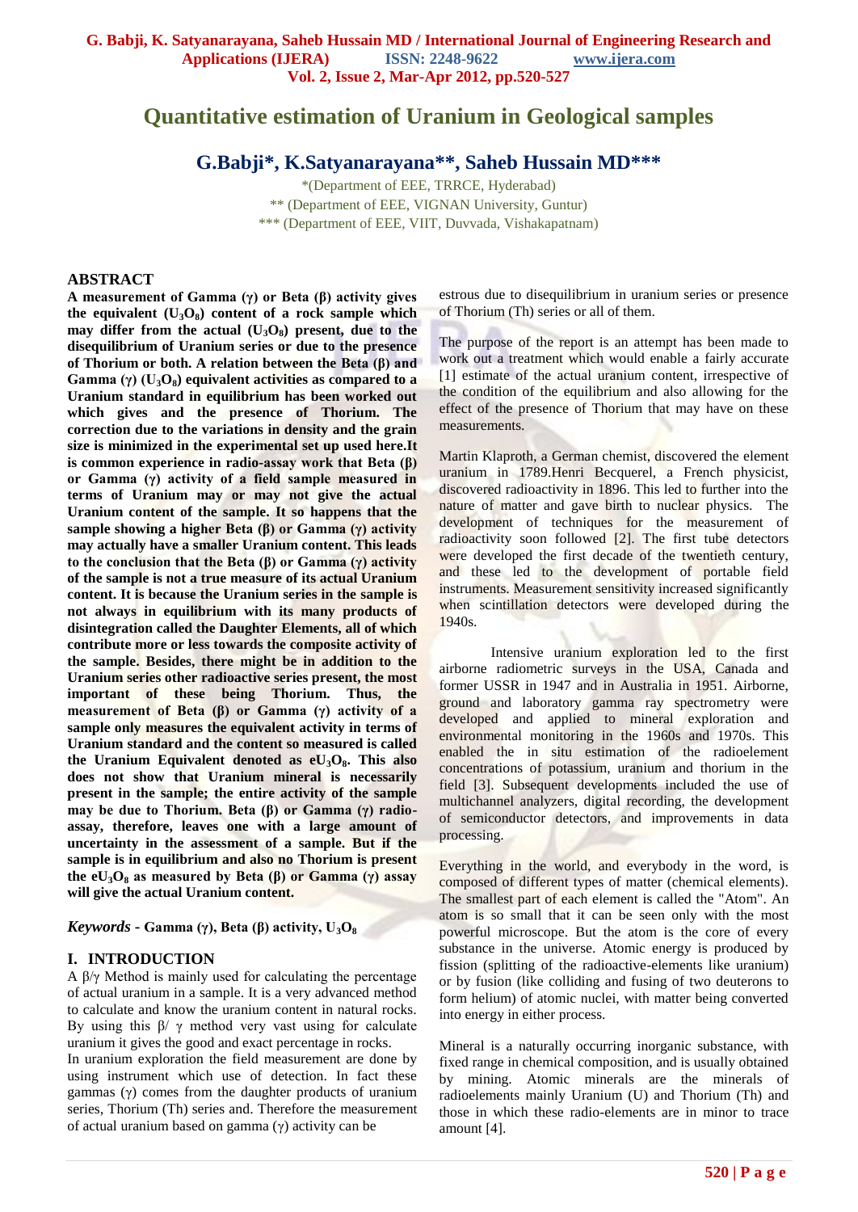# Quantitative estimation of Uranium in Geological samples

## G.Babji*, K.Satyanarayana**, Saheb Hussain MD***

*(Department of EEE, TRRCE, Hyderabad)
** (Department of EEE, VIGNAN University, Guntur)
*** (Department of EEE, VIIT, Duvvada, Vishakapatnam)

## ABSTRACT

**A measurement of Gamma (γ) or Beta (β) activity gives the equivalent ($U_3O_8$) content of a rock sample which may differ from the actual ($U_3O_8$) present, due to the disequilibrium of Uranium series or due to the presence of Thorium or both. A relation between the Beta (β) and Gamma (γ) ($U_3O_8$) equivalent activities as compared to a Uranium standard in equilibrium has been worked out which gives and the presence of Thorium. The correction due to the variations in density and the grain size is minimized in the experimental set up used here.It is common experience in radio-assay work that Beta (β) or Gamma (γ) activity of a field sample measured in terms of Uranium may or may not give the actual Uranium content of the sample. It so happens that the sample showing a higher Beta (β) or Gamma (γ) activity may actually have a smaller Uranium content. This leads to the conclusion that the Beta (β) or Gamma (γ) activity of the sample is not a true measure of its actual Uranium content. It is because the Uranium series in the sample is not always in equilibrium with its many products of disintegration called the Daughter Elements, all of which contribute more or less towards the composite activity of the sample. Besides, there might be in addition to the Uranium series other radioactive series present, the most important of these being Thorium. Thus, the measurement of Beta (β) or Gamma (γ) activity of a sample only measures the equivalent activity in terms of Uranium standard and the content so measured is called the Uranium Equivalent denoted as $eU_3O_8$. This also does not show that Uranium mineral is necessarily present in the sample; the entire activity of the sample may be due to Thorium. Beta (β) or Gamma (γ) radio-assay, therefore, leaves one with a large amount of uncertainty in the assessment of a sample. But if the sample is in equilibrium and also no Thorium is present the $eU_3O_8$ as measured by Beta (β) or Gamma (γ) assay will give the actual Uranium content.**

***Keywords* - Gamma (γ), Beta (β) activity, $U_3O_8$**

## I. INTRODUCTION

A β/γ Method is mainly used for calculating the percentage of actual uranium in a sample. It is a very advanced method to calculate and know the uranium content in natural rocks. By using this β/ γ method very vast using for calculate uranium it gives the good and exact percentage in rocks.
In uranium exploration the field measurement are done by using instrument which use of detection. In fact these gammas (γ) comes from the daughter products of uranium series, Thorium (Th) series and. Therefore the measurement of actual uranium based on gamma (γ) activity can be estrous due to disequilibrium in uranium series or presence of Thorium (Th) series or all of them.

The purpose of the report is an attempt has been made to work out a treatment which would enable a fairly accurate [1] estimate of the actual uranium content, irrespective of the condition of the equilibrium and also allowing for the effect of the presence of Thorium that may have on these measurements.

Martin Klaproth, a German chemist, discovered the element uranium in 1789.Henri Becquerel, a French physicist, discovered radioactivity in 1896. This led to further into the nature of matter and gave birth to nuclear physics. The development of techniques for the measurement of radioactivity soon followed [2]. The first tube detectors were developed the first decade of the twentieth century, and these led to the development of portable field instruments. Measurement sensitivity increased significantly when scintillation detectors were developed during the 1940s.

Intensive uranium exploration led to the first airborne radiometric surveys in the USA, Canada and former USSR in 1947 and in Australia in 1951. Airborne, ground and laboratory gamma ray spectrometry were developed and applied to mineral exploration and environmental monitoring in the 1960s and 1970s. This enabled the in situ estimation of the radioelement concentrations of potassium, uranium and thorium in the field [3]. Subsequent developments included the use of multichannel analyzers, digital recording, the development of semiconductor detectors, and improvements in data processing.

Everything in the world, and everybody in the word, is composed of different types of matter (chemical elements). The smallest part of each element is called the "Atom". An atom is so small that it can be seen only with the most powerful microscope. But the atom is the core of every substance in the universe. Atomic energy is produced by fission (splitting of the radioactive-elements like uranium) or by fusion (like colliding and fusing of two deuterons to form helium) of atomic nuclei, with matter being converted into energy in either process.

Mineral is a naturally occurring inorganic substance, with fixed range in chemical composition, and is usually obtained by mining. Atomic minerals are the minerals of radioelements mainly Uranium (U) and Thorium (Th) and those in which these radio-elements are in minor to trace amount [4].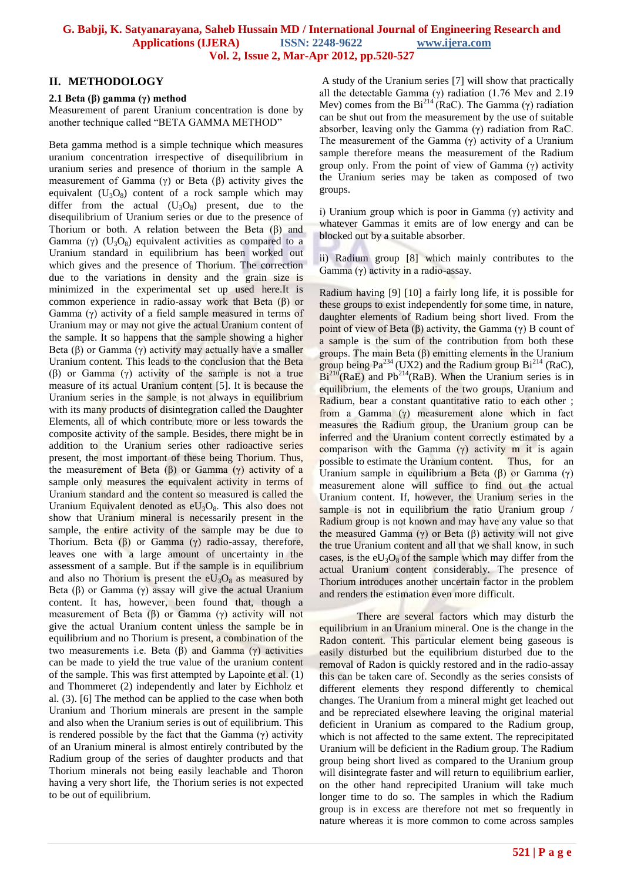## II. METHODOLOGY

### 2.1 Beta (β) gamma (γ) method

Measurement of parent Uranium concentration is done by another technique called "BETA GAMMA METHOD"

Beta gamma method is a simple technique which measures uranium concentration irrespective of disequilibrium in uranium series and presence of thorium in the sample A measurement of Gamma (γ) or Beta (β) activity gives the equivalent ($U_3O_8$) content of a rock sample which may differ from the actual ($U_3O_8$) present, due to the disequilibrium of Uranium series or due to the presence of Thorium or both. A relation between the Beta (β) and Gamma (γ) ($U_3O_8$) equivalent activities as compared to a Uranium standard in equilibrium has been worked out which gives and the presence of Thorium. The correction due to the variations in density and the grain size is minimized in the experimental set up used here.It is common experience in radio-assay work that Beta (β) or Gamma (γ) activity of a field sample measured in terms of Uranium may or may not give the actual Uranium content of the sample. It so happens that the sample showing a higher Beta (β) or Gamma (γ) activity may actually have a smaller Uranium content. This leads to the conclusion that the Beta (β) or Gamma (γ) activity of the sample is not a true measure of its actual Uranium content [5]. It is because the Uranium series in the sample is not always in equilibrium with its many products of disintegration called the Daughter Elements, all of which contribute more or less towards the composite activity of the sample. Besides, there might be in addition to the Uranium series other radioactive series present, the most important of these being Thorium. Thus, the measurement of Beta (β) or Gamma (γ) activity of a sample only measures the equivalent activity in terms of Uranium standard and the content so measured is called the Uranium Equivalent denoted as $eU_3O_8$. This also does not show that Uranium mineral is necessarily present in the sample, the entire activity of the sample may be due to Thorium. Beta (β) or Gamma (γ) radio-assay, therefore, leaves one with a large amount of uncertainty in the assessment of a sample. But if the sample is in equilibrium and also no Thorium is present the $eU_3O_8$ as measured by Beta (β) or Gamma (γ) assay will give the actual Uranium content. It has, however, been found that, though a measurement of Beta (β) or Gamma (γ) activity will not give the actual Uranium content unless the sample be in equilibrium and no Thorium is present, a combination of the two measurements i.e. Beta (β) and Gamma (γ) activities can be made to yield the true value of the uranium content of the sample. This was first attempted by Lapointe et al. (1) and Thommeret (2) independently and later by Eichholz et al. (3). [6] The method can be applied to the case when both Uranium and Thorium minerals are present in the sample and also when the Uranium series is out of equilibrium. This is rendered possible by the fact that the Gamma (γ) activity of an Uranium mineral is almost entirely contributed by the Radium group of the series of daughter products and that Thorium minerals not being easily leachable and Thoron having a very short life, the Thorium series is not expected to be out of equilibrium.

A study of the Uranium series [7] will show that practically all the detectable Gamma (γ) radiation (1.76 Mev and 2.19 Mev) comes from the $Bi^{214}$ (RaC). The Gamma (γ) radiation can be shut out from the measurement by the use of suitable absorber, leaving only the Gamma (γ) radiation from RaC. The measurement of the Gamma (γ) activity of a Uranium sample therefore means the measurement of the Radium group only. From the point of view of Gamma (γ) activity the Uranium series may be taken as composed of two groups.

i) Uranium group which is poor in Gamma (γ) activity and whatever Gammas it emits are of low energy and can be blocked out by a suitable absorber.

ii) Radium group [8] which mainly contributes to the Gamma (γ) activity in a radio-assay.

Radium having [9] [10] a fairly long life, it is possible for these groups to exist independently for some time, in nature, daughter elements of Radium being short lived. From the point of view of Beta (β) activity, the Gamma (γ) B count of a sample is the sum of the contribution from both these groups. The main Beta (β) emitting elements in the Uranium group being $Pa^{234}$ (UX2) and the Radium group $Bi^{214}$ (RaC), $Bi^{210}$(RaE) and $Pb^{214}$(RaB). When the Uranium series is in equilibrium, the elements of the two groups, Uranium and Radium, bear a constant quantitative ratio to each other ; from a Gamma (γ) measurement alone which in fact measures the Radium group, the Uranium group can be inferred and the Uranium content correctly estimated by a comparison with the Gamma (γ) activity m it is again possible to estimate the Uranium content. Thus, for an Uranium sample in equilibrium a Beta (β) or Gamma (γ) measurement alone will suffice to find out the actual Uranium content. If, however, the Uranium series in the sample is not in equilibrium the ratio Uranium group / Radium group is not known and may have any value so that the measured Gamma (γ) or Beta (β) activity will not give the true Uranium content and all that we shall know, in such cases, is the $eU_3O_8$ of the sample which may differ from the actual Uranium content considerably. The presence of Thorium introduces another uncertain factor in the problem and renders the estimation even more difficult.

There are several factors which may disturb the equilibrium in an Uranium mineral. One is the change in the Radon content. This particular element being gaseous is easily disturbed but the equilibrium disturbed due to the removal of Radon is quickly restored and in the radio-assay this can be taken care of. Secondly as the series consists of different elements they respond differently to chemical changes. The Uranium from a mineral might get leached out and be repreciated elsewhere leaving the original material deficient in Uranium as compared to the Radium group, which is not affected to the same extent. The reprecipitated Uranium will be deficient in the Radium group. The Radium group being short lived as compared to the Uranium group will disintegrate faster and will return to equilibrium earlier, on the other hand reprecipited Uranium will take much longer time to do so. The samples in which the Radium group is in excess are therefore not met so frequently in nature whereas it is more common to come across samples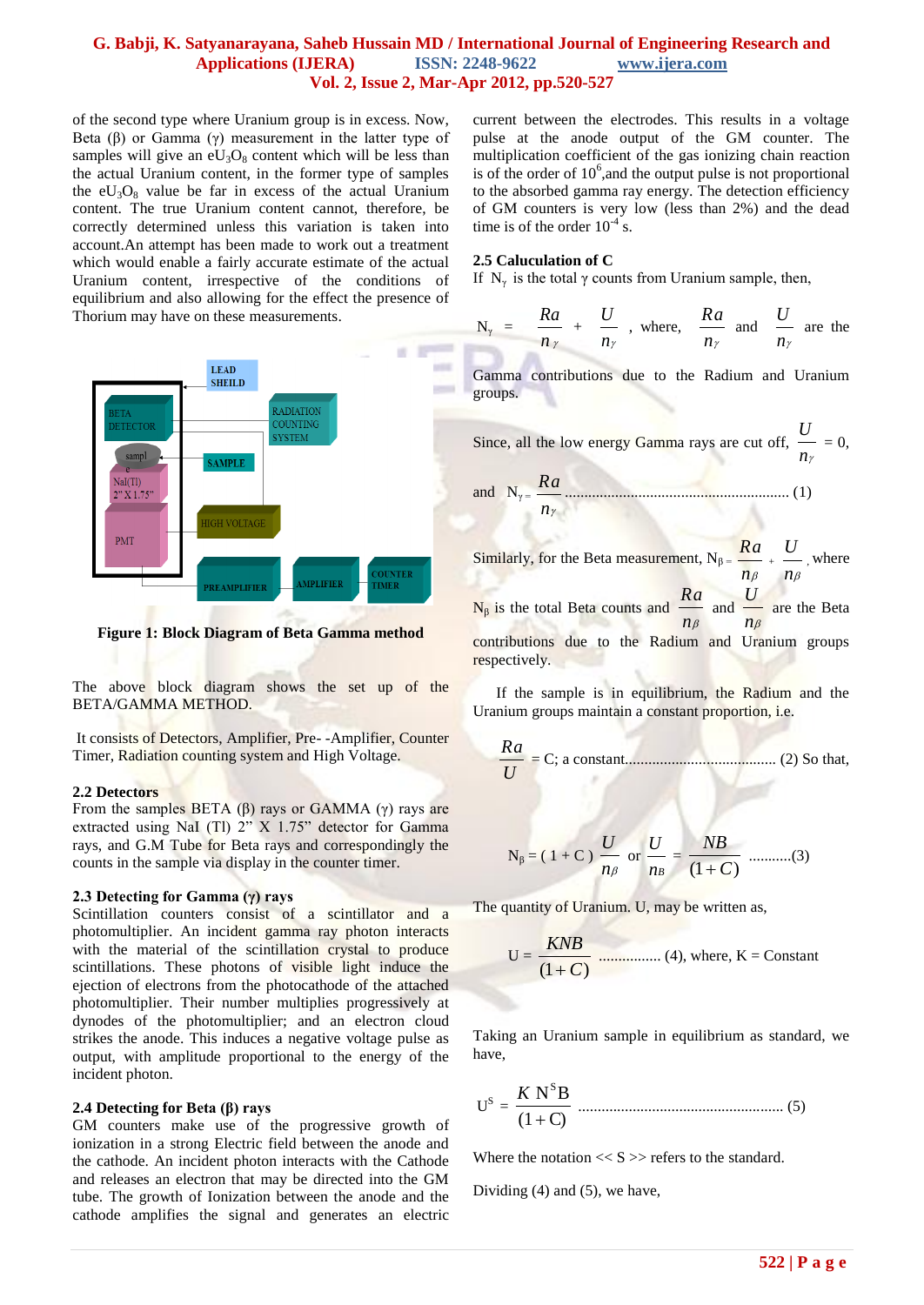of the second type where Uranium group is in excess. Now, Beta (β) or Gamma (γ) measurement in the latter type of samples will give an $eU_3O_8$ content which will be less than the actual Uranium content, in the former type of samples the $eU_3O_8$ value be far in excess of the actual Uranium content. The true Uranium content cannot, therefore, be correctly determined unless this variation is taken into account. An attempt has been made to work out a treatment which would enable a fairly accurate estimate of the actual Uranium content, irrespective of the conditions of equilibrium and also allowing for the effect the presence of Thorium may have on these measurements.

LEAD SHEILD

BETA DETECTOR

sample

NaI(Tl) 2" X 1.75"

PMT

RADIATION COUNTING SYSTEM

SAMPLE

HIGH VOLTAGE

PREAMPLIFIER

AMPLIFIER

COUNTER TIMER

**Figure 1: Block Diagram of Beta Gamma method**

The above block diagram shows the set up of the BETA/GAMMA METHOD.

It consists of Detectors, Amplifier, Pre- -Amplifier, Counter Timer, Radiation counting system and High Voltage.

### 2.2 Detectors

From the samples BETA (β) rays or GAMMA (γ) rays are extracted using NaI (Tl) 2" X 1.75" detector for Gamma rays, and G.M Tube for Beta rays and correspondingly the counts in the sample via display in the counter timer.

### 2.3 Detecting for Gamma (γ) rays

Scintillation counters consist of a scintillator and a photomultiplier. An incident gamma ray photon interacts with the material of the scintillation crystal to produce scintillations. These photons of visible light induce the ejection of electrons from the photocathode of the attached photomultiplier. Their number multiplies progressively at dynodes of the photomultiplier; and an electron cloud strikes the anode. This induces a negative voltage pulse as output, with amplitude proportional to the energy of the incident photon.

### 2.4 Detecting for Beta (β) rays

GM counters make use of the progressive growth of ionization in a strong Electric field between the anode and the cathode. An incident photon interacts with the Cathode and releases an electron that may be directed into the GM tube. The growth of Ionization between the anode and the cathode amplifies the signal and generates an electric current between the electrodes. This results in a voltage pulse at the anode output of the GM counter. The multiplication coefficient of the gas ionizing chain reaction is of the order of $10^6$, and the output pulse is not proportional to the absorbed gamma ray energy. The detection efficiency of GM counters is very low (less than 2%) and the dead time is of the order $10^{-4}$ s.

### 2.5 Caluculation of C

If $N_\gamma$ is the total γ counts from Uranium sample, then,

$N_\gamma = \frac{Ra}{n_\gamma} + \frac{U}{n_\gamma}$, where, $\frac{Ra}{n_\gamma}$ and $\frac{U}{n_\gamma}$ are the Gamma contributions due to the Radium and Uranium groups.

Since, all the low energy Gamma rays are cut off, $\frac{U}{n_\gamma} = 0$,

and $N_\gamma = \frac{Ra}{n_\gamma}$ ........................................................ (1)

Similarly, for the Beta measurement, $N_\beta = \frac{Ra}{n_\beta} + \frac{U}{n_\beta}$, where $N_\beta$ is the total Beta counts and $\frac{Ra}{n_\beta}$ and $\frac{U}{n_\beta}$ are the Beta contributions due to the Radium and Uranium groups respectively.

If the sample is in equilibrium, the Radium and the Uranium groups maintain a constant proportion, i.e.

$\frac{Ra}{U}$ = C; a constant...................................... (2) So that,

$N_\beta = (1 + C)\frac{U}{n_\beta}$ or $\frac{U}{n_B} = \frac{NB}{(1+C)}$ ...........(3)

The quantity of Uranium. U, may be written as,

$U = \frac{KNB}{(1+C)}$ ................ (4), where, K = Constant

Taking an Uranium sample in equilibrium as standard, we have,

$U^S = \frac{K\,N^S B}{(1+C)}$ .................................................... (5)

Where the notation << S >> refers to the standard.

Dividing (4) and (5), we have,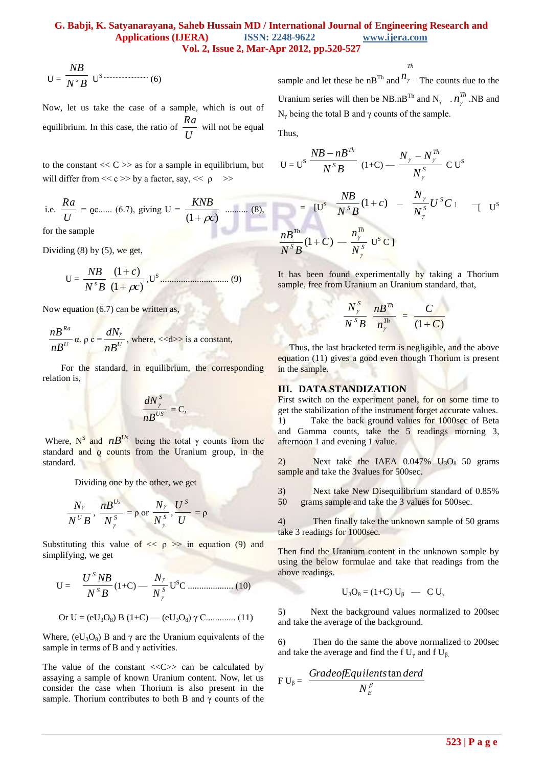$$U = \frac{NB}{N^s B} U^S \text{.........................} (6)$$

Now, let us take the case of a sample, which is out of equilibrium. In this case, the ratio of $\frac{Ra}{U}$ will not be equal to the constant << C >> as for a sample in equilibrium, but will differ from << c >> by a factor, say, << ρ >>

i.e. $\frac{Ra}{U}$ = ϱc...... (6.7), giving $U = \frac{KNB}{(1+\rho c)}$ .......... (8), for the sample

Dividing (8) by (5), we get,

$$U = \frac{NB}{N^s B} \frac{(1+c)}{(1+\rho c)}, U^S \text{.............................} (9)$$

Now equation (6.7) can be written as,

$\frac{nB^{Ra}}{nB^U}$ α. ρ c = $\frac{dN_\gamma}{nB^U}$, where, <<d>> is a constant,

For the standard, in equilibrium, the corresponding relation is,

$$\frac{dN_\gamma^S}{nB^{US}} = C,$$

Where, $N^S$ and $nB^{Us}$ being the total γ counts from the standard and ϱ counts from the Uranium group, in the standard.

Dividing one by the other, we get

$$\frac{N_\gamma}{N^U B}, \frac{nB^{Us}}{N_\gamma^S} = \rho \text{ or } \frac{N_\gamma}{N_\gamma^S}, \frac{U^S}{U} = \rho$$

Substituting this value of << ρ >> in equation (9) and simplifying, we get

$$U = \frac{U^S NB}{N^S B}(1+C) — \frac{N_\gamma}{N_\gamma^S} U^S C \text{ ...................} (10)$$

Or U = $(eU_3O_8)$ B (1+C) — $(eU_3O_8)$ γ C............. (11)

Where, $(eU_3O_8)$ B and γ are the Uranium equivalents of the sample in terms of B and γ activities.

The value of the constant <<C>> can be calculated by assaying a sample of known Uranium content. Now, let us consider the case when Thorium is also present in the sample. Thorium contributes to both B and γ counts of the sample and let these be $nB^{Th}$ and $n_\gamma^{Th}$. The counts due to the Uranium series will then be $NB.nB^{Th}$ and $N_\gamma$ . $n_\gamma^{Th}$.NB and $N_\gamma$ being the total B and γ counts of the sample.

Thus,

$$U = U^S \frac{NB - nB^{Th}}{N^S B} (1+C) — \frac{N_\gamma - N_\gamma^{Th}}{N_\gamma^S} C\, U^S$$

$$= [U^S \frac{NB}{N^S B}(1+c) — \frac{N_\gamma}{N_\gamma^S} U^S C] — [U^S \frac{nB^{Th}}{N^S B}(1+C) — \frac{n_\gamma^{Th}}{N_\gamma^S} U^S C]$$

It has been found experimentally by taking a Thorium sample, free from Uranium an Uranium standard, that,

$$\frac{N_\gamma^S}{N^S B} \frac{nB^{Th}}{n_\gamma^{Th}} = \frac{C}{(1+C)}$$

Thus, the last bracketed term is negligible, and the above equation (11) gives a good even though Thorium is present in the sample.

## III. DATA STANDIZATION

First switch on the experiment panel, for on some time to get the stabilization of the instrument forget accurate values.

1) Take the back ground values for 1000sec of Beta and Gamma counts, take the 5 readings morning 3, afternoon 1 and evening 1 value.

2) Next take the IAEA 0.047% $U_3O_8$ 50 grams sample and take the 3values for 500sec.

3) Next take New Disequilibrium standard of 0.85% 50 grams sample and take the 3 values for 500sec.

4) Then finally take the unknown sample of 50 grams take 3 readings for 1000sec.

Then find the Uranium content in the unknown sample by using the below formulae and take that readings from the above readings.

$$U_3O_8 = (1+C)\, U_\beta \;—\; C\, U_\gamma$$

5) Next the background values normalized to 200sec and take the average of the background.

6) Then do the same the above normalized to 200sec and take the average and find the f $U_\gamma$ and f $U_\beta$.

$$F\, U_\beta = \frac{Grade of Equilents tan derd}{N_E^\beta}$$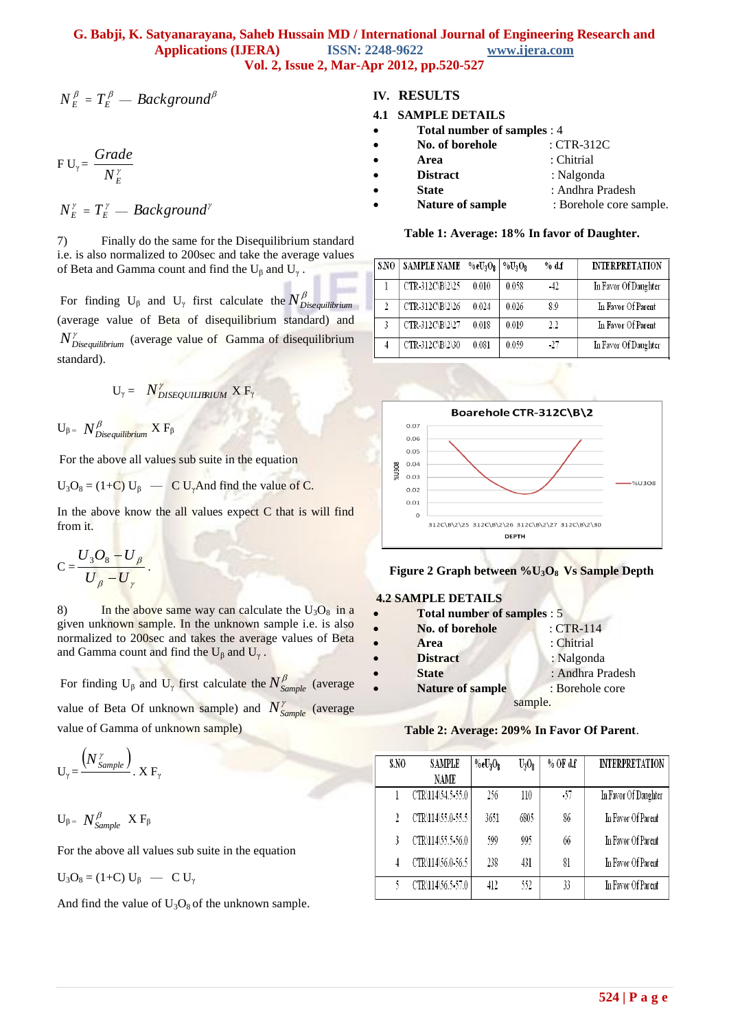$$N_E^{\beta} = T_E^{\beta} — Background^{\beta}$$

$$F\,U_{\gamma} = \frac{Grade}{N_E^{\gamma}}$$

$$N_E^{\gamma} = T_E^{\gamma} — Background^{\gamma}$$

7) Finally do the same for the Disequilibrium standard i.e. is also normalized to 200sec and take the average values of Beta and Gamma count and find the $U_{\beta}$ and $U_{\gamma}$.

For finding $U_{\beta}$ and $U_{\gamma}$ first calculate the $N^{\beta}_{Disequilibrium}$ (average value of Beta of disequilibrium standard) and $N^{\gamma}_{Disequilibrium}$ (average value of Gamma of disequilibrium standard).

$$U_{\gamma} = N^{\gamma}_{DISEQUILIBRIUM} \text{ X } F_{\gamma}$$

$$U_{\beta} = N^{\beta}_{Disequilibrium} \text{ X } F_{\beta}$$

For the above all values sub suite in the equation

$U_3O_8 = (1+C)\,U_{\beta}$ — $C\,U_{\gamma}$ And find the value of C.

In the above know the all values expect C that is will find from it.

$$C = \frac{U_3O_8 - U_{\beta}}{U_{\beta} - U_{\gamma}}.$$

8) In the above same way can calculate the $U_3O_8$ in a given unknown sample. In the unknown sample i.e. is also normalized to 200sec and takes the average values of Beta and Gamma count and find the $U_{\beta}$ and $U_{\gamma}$.

For finding $U_{\beta}$ and $U_{\gamma}$ first calculate the $N^{\beta}_{Sample}$ (average value of Beta Of unknown sample) and $N^{\gamma}_{Sample}$ (average value of Gamma of unknown sample)

$$U_{\gamma} = \frac{\left(N^{\gamma}_{Sample}\right)}{} . \text{ X } F_{\gamma}$$

$$U_{\beta} = N^{\beta}_{Sample} \text{ X } F_{\beta}$$

For the above all values sub suite in the equation

$U_3O_8 = (1+C)\,U_{\beta}$ — $C\,U_{\gamma}$

And find the value of $U_3O_8$ of the unknown sample.

## IV. RESULTS

### 4.1 SAMPLE DETAILS

- **Total number of samples** : 4
- **No. of borehole** : CTR-312C
- **Area** : Chitrial
- **Distract** : Nalgonda
- **State** : Andhra Pradesh
- **Nature of sample** : Borehole core sample.

**Table 1: Average: 18% In favor of Daughter.**

| S.NO | SAMPLE NAME | $\%eU_3O_8$ | $\%U_3O_8$ | % d.f | INTERPRETATION |
|---|---|---|---|---|---|
| 1 | CTR-312C\B\2\25 | 0.010 | 0.058 | -42 | In Favor Of Daughter |
| 2 | CTR-312C\B\2\26 | 0.024 | 0.026 | 8.9 | In Favor Of Parent |
| 3 | CTR-312C\B\2\27 | 0.018 | 0.019 | 2.2 | In Favor Of Parent |
| 4 | CTR-312C\B\2\30 | 0.081 | 0.059 | -27 | In Favor Of Daughter |

**Figure 2 Graph between $\%U_3O_8$ Vs Sample Depth**

### 4.2 SAMPLE DETAILS

- **Total number of samples** : 5
- **No. of borehole** : CTR-114
- **Area** : Chitrial
- **Distract** : Nalgonda
- **State** : Andhra Pradesh
- **Nature of sample** : Borehole core sample.

**Table 2: Average: 209% In Favor Of Parent.**

| S.NO | SAMPLE NAME | $\%eU_3O_8$ | $U_3O_8$ | % OF d.f | INTERPRETATION |
|---|---|---|---|---|---|
| 1 | CTR\114\54.5-55.0 | 256 | 110 | -57 | In Favor Of Daughter |
| 2 | CTR\114\55.0-55.5 | 3651 | 6805 | 86 | In Favor Of Parent |
| 3 | CTR\114\55.5-56.0 | 599 | 995 | 66 | In Favor Of Parent |
| 4 | CTR\114\56.0-56.5 | 238 | 431 | 81 | In Favor Of Parent |
| 5 | CTR\114\56.5-57.0 | 412 | 552 | 33 | In Favor Of Parent |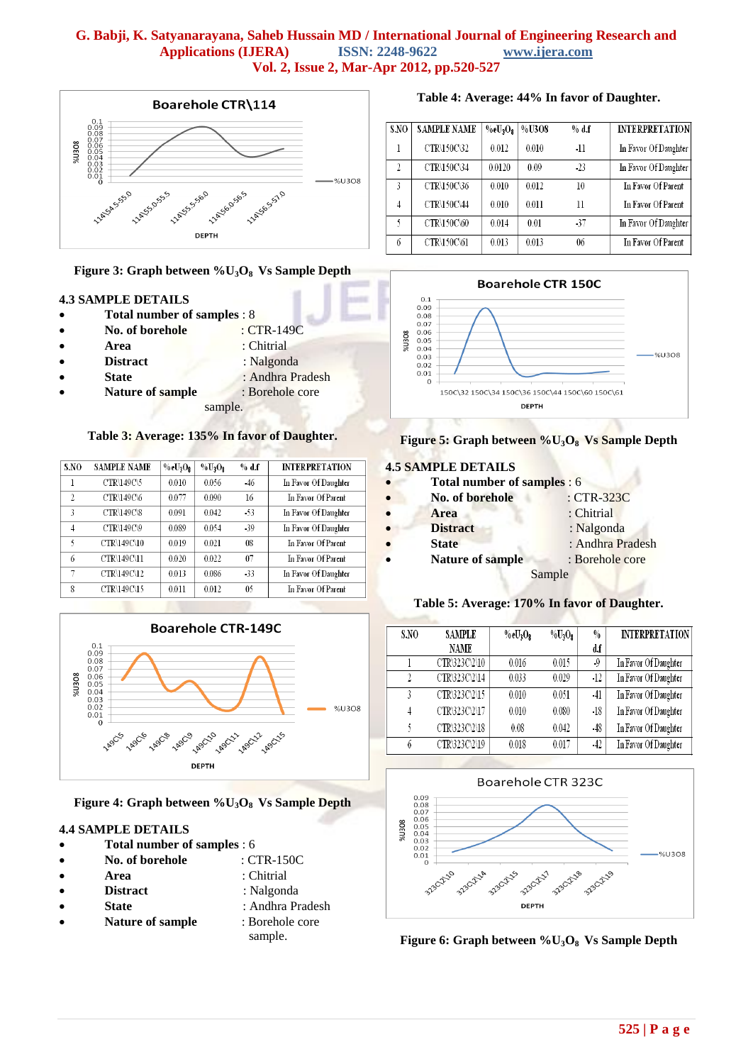Figure 3: Graph between $\%U_3O_8$ Vs Sample Depth

### 4.3 SAMPLE DETAILS

- **Total number of samples** : 8
- **No. of borehole** : CTR-149C
- **Area** : Chitrial
- **Distract** : Nalgonda
- **State** : Andhra Pradesh
- **Nature of sample** : Borehole core sample.

**Table 3: Average: 135% In favor of Daughter.**

| S.NO | SAMPLE NAME | $\%eU_3O_8$ | $\%U_3O_8$ | % d.f | INTERPRETATION |
|---|---|---|---|---|---|
| 1 | CTR\149C\5 | 0.010 | 0.056 | -46 | In Favor Of Daughter |
| 2 | CTR\149C\6 | 0.077 | 0.090 | 16 | In Favor Of Parent |
| 3 | CTR\149C\8 | 0.091 | 0.042 | -53 | In Favor Of Daughter |
| 4 | CTR\149C\9 | 0.089 | 0.054 | -39 | In Favor Of Daughter |
| 5 | CTR\149C\10 | 0.019 | 0.021 | 08 | In Favor Of Parent |
| 6 | CTR\149C\11 | 0.020 | 0.022 | 07 | In Favor Of Parent |
| 7 | CTR\149C\12 | 0.013 | 0.086 | -33 | In Favor Of Daughter |
| 8 | CTR\149C\15 | 0.011 | 0.012 | 05 | In Favor Of Parent |

Figure 4: Graph between $\%U_3O_8$ Vs Sample Depth

### 4.4 SAMPLE DETAILS

- **Total number of samples** : 6
- **No. of borehole** : CTR-150C
- **Area** : Chitrial
- **Distract** : Nalgonda
- **State** : Andhra Pradesh
- **Nature of sample** : Borehole core sample.

**Table 4: Average: 44% In favor of Daughter.**

| S.NO | SAMPLE NAME | $\%eU_3O_8$ | %U308 | % d.f | INTERPRETATION |
|---|---|---|---|---|---|
| 1 | CTR\150C\32 | 0.012 | 0.010 | -11 | In Favor Of Daughter |
| 2 | CTR\150C\34 | 0.0120 | 0.09 | -23 | In Favor Of Daughter |
| 3 | CTR\150C\36 | 0.010 | 0.012 | 10 | In Favor Of Parent |
| 4 | CTR\150C\44 | 0.010 | 0.011 | 11 | In Favor Of Parent |
| 5 | CTR\150C\60 | 0.014 | 0.01 | -37 | In Favor Of Daughter |
| 6 | CTR\150C\61 | 0.013 | 0.013 | 06 | In Favor Of Parent |

Figure 5: Graph between $\%U_3O_8$ Vs Sample Depth

### 4.5 SAMPLE DETAILS

- **Total number of samples** : 6
- **No. of borehole** : CTR-323C
- **Area** : Chitrial
- **Distract** : Nalgonda
- **State** : Andhra Pradesh
- **Nature of sample** : Borehole core Sample

**Table 5: Average: 170% In favor of Daughter.**

| S.NO | SAMPLE NAME | $\%eU_3O_8$ | $\%U_3O_8$ | % d.f | INTERPRETATION |
|---|---|---|---|---|---|
| 1 | CTR\323C\2\10 | 0.016 | 0.015 | -9 | In Favor Of Daughter |
| 2 | CTR\323C\2\14 | 0.033 | 0.029 | -12 | In Favor Of Daughter |
| 3 | CTR\323C\2\15 | 0.010 | 0.051 | -41 | In Favor Of Daughter |
| 4 | CTR\323C\2\17 | 0.010 | 0.080 | -18 | In Favor Of Daughter |
| 5 | CTR\323C\2\18 | 0.08 | 0.042 | -48 | In Favor Of Daughter |
| 6 | CTR\323C\2\19 | 0.018 | 0.017 | -42 | In Favor Of Daughter |

Figure 6: Graph between $\%U_3O_8$ Vs Sample Depth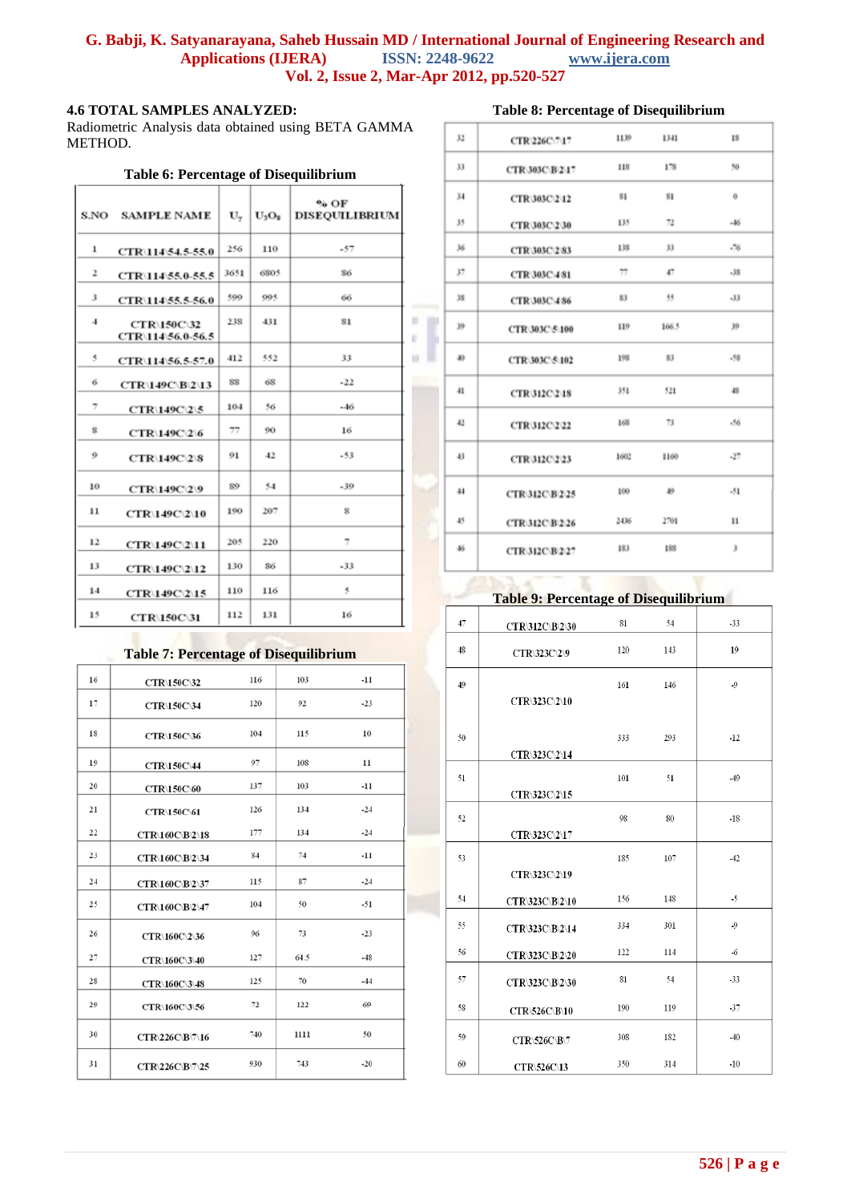### 4.6 TOTAL SAMPLES ANALYZED:

Radiometric Analysis data obtained using BETA GAMMA METHOD.

**Table 6: Percentage of Disequilibrium**

| S.NO | SAMPLE NAME | $U_T$ | $U_3O_8$ | % OF DISEQUILIBRIUM |
|---|---|---|---|---|
| 1 | CTR\114\54.5-55.0 | 256 | 110 | -57 |
| 2 | CTR\114\55.0-55.5 | 3651 | 6805 | 86 |
| 3 | CTR\114\55.5-56.0 | 599 | 995 | 66 |
| 4 | CTR\150C\32 CTR\114\56.0-56.5 | 238 | 431 | 81 |
| 5 | CTR\114\56.5-57.0 | 412 | 552 | 33 |
| 6 | CTR\149C\B\2\13 | 88 | 68 | -22 |
| 7 | CTR\149C\2\5 | 104 | 56 | -46 |
| 8 | CTR\149C\2\6 | 77 | 90 | 16 |
| 9 | CTR\149C\2\8 | 91 | 42 | -53 |
| 10 | CTR\149C\2\9 | 89 | 54 | -39 |
| 11 | CTR\149C\2\10 | 190 | 207 | 8 |
| 12 | CTR\149C\2\11 | 205 | 220 | 7 |
| 13 | CTR\149C\2\12 | 130 | 86 | -33 |
| 14 | CTR\149C\2\15 | 110 | 116 | 5 |
| 15 | CTR\150C\31 | 112 | 131 | 16 |

**Table 7: Percentage of Disequilibrium**

| | | | | |
|---|---|---|---|---|
| 16 | CTR\150C\32 | 116 | 103 | -11 |
| 17 | CTR\150C\34 | 120 | 92 | -23 |
| 18 | CTR\150C\36 | 104 | 115 | 10 |
| 19 | CTR\150C\44 | 97 | 108 | 11 |
| 20 | CTR\150C\60 | 137 | 103 | -11 |
| 21 | CTR\150C\61 | 126 | 134 | -24 |
| 22 | CTR\160C\B2\18 | 177 | 134 | -24 |
| 23 | CTR\160C\B2\34 | 84 | 74 | -11 |
| 24 | CTR\160C\B2\37 | 115 | 87 | -24 |
| 25 | CTR\160C\B2\47 | 104 | 50 | -51 |
| 26 | CTR\160C\2\36 | 96 | 73 | -23 |
| 27 | CTR\160C\3\40 | 127 | 64.5 | -48 |
| 28 | CTR\160C\3\48 | 125 | 70 | -44 |
| 29 | CTR\160C\3\56 | 72 | 122 | 69 |
| 30 | CTR\226C\B\7\16 | 740 | 1111 | 50 |
| 31 | CTR\226C\B\7\25 | 930 | 743 | -20 |

**Table 8: Percentage of Disequilibrium**

| | | | | |
|---|---|---|---|---|
| 32 | CTR\226C\7\17 | 1139 | 1341 | 18 |
| 33 | CTR\303C\B\2\17 | 118 | 178 | 50 |
| 34 | CTR\303C\2\12 | 81 | 81 | 0 |
| 35 | CTR\303C\2\30 | 135 | 72 | -46 |
| 36 | CTR\303C\2\83 | 138 | 33 | -76 |
| 37 | CTR\303C\4\81 | 77 | 47 | -38 |
| 38 | CTR\303C\4\86 | 83 | 55 | -33 |
| 39 | CTR\303C\5\100 | 119 | 166.5 | 39 |
| 40 | CTR\303C\5\102 | 198 | 83 | -58 |
| 41 | CTR\312C\2\18 | 351 | 521 | 48 |
| 42 | CTR\312C\2\22 | 168 | 73 | -56 |
| 43 | CTR\312C\2\23 | 1602 | 1160 | -27 |
| 44 | CTR\312C\B\2\25 | 100 | 49 | -51 |
| 45 | CTR\312C\B\2\26 | 2436 | 2701 | 11 |
| 46 | CTR\312C\B\2\27 | 183 | 188 | 3 |

**Table 9: Percentage of Disequilibrium**

| | | | | |
|---|---|---|---|---|
| 47 | CTR\312C\B\2\30 | 81 | 54 | -33 |
| 48 | CTR\323C\2\9 | 120 | 143 | 19 |
| 49 | CTR\323C\2\10 | 161 | 146 | -9 |
| 50 | CTR\323C\2\14 | 333 | 293 | -12 |
| 51 | CTR\323C\2\15 | 101 | 51 | -49 |
| 52 | CTR\323C\2\17 | 98 | 80 | -18 |
| 53 | CTR\323C\2\19 | 185 | 107 | -42 |
| 54 | CTR\323C\B\2\10 | 156 | 148 | -5 |
| 55 | CTR\323C\B\2\14 | 334 | 301 | -9 |
| 56 | CTR\323C\B\2\20 | 122 | 114 | -6 |
| 57 | CTR\323C\B\2\30 | 81 | 54 | -33 |
| 58 | CTR\526C\B\10 | 190 | 119 | -37 |
| 59 | CTR\526C\B\7 | 308 | 182 | -40 |
| 60 | CTR\526C\13 | 350 | 314 | -10 |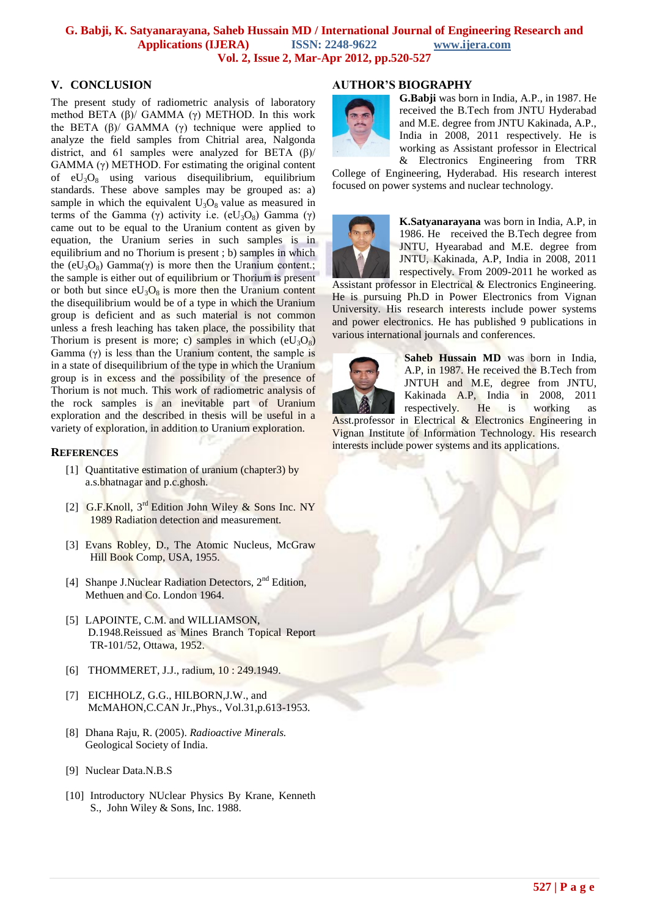## V. CONCLUSION

The present study of radiometric analysis of laboratory method BETA (β)/ GAMMA (γ) METHOD. In this work the BETA (β)/ GAMMA (γ) technique were applied to analyze the field samples from Chitrial area, Nalgonda district, and 61 samples were analyzed for BETA (β)/ GAMMA (γ) METHOD. For estimating the original content of $eU_3O_8$ using various disequilibrium, equilibrium standards. These above samples may be grouped as: a) sample in which the equivalent $U_3O_8$ value as measured in terms of the Gamma (γ) activity i.e. ($eU_3O_8$) Gamma (γ) came out to be equal to the Uranium content as given by equation, the Uranium series in such samples is in equilibrium and no Thorium is present ; b) samples in which the ($eU_3O_8$) Gamma(γ) is more then the Uranium content.; the sample is either out of equilibrium or Thorium is present or both but since $eU_3O_8$ is more then the Uranium content the disequilibrium would be of a type in which the Uranium group is deficient and as such material is not common unless a fresh leaching has taken place, the possibility that Thorium is present is more; c) samples in which ($eU_3O_8$) Gamma (γ) is less than the Uranium content, the sample is in a state of disequilibrium of the type in which the Uranium group is in excess and the possibility of the presence of Thorium is not much. This work of radiometric analysis of the rock samples is an inevitable part of Uranium exploration and the described in thesis will be useful in a variety of exploration, in addition to Uranium exploration.

## REFERENCES

[1] Quantitative estimation of uranium (chapter3) by a.s.bhatnagar and p.c.ghosh.

[2] G.F.Knoll, 3rd Edition John Wiley & Sons Inc. NY 1989 Radiation detection and measurement.

[3] Evans Robley, D., The Atomic Nucleus, McGraw Hill Book Comp, USA, 1955.

[4] Shanpe J.Nuclear Radiation Detectors, 2nd Edition, Methuen and Co. London 1964.

[5] LAPOINTE, C.M. and WILLIAMSON, D.1948.Reissued as Mines Branch Topical Report TR-101/52, Ottawa, 1952.

[6] THOMMERET, J.J., radium, 10 : 249.1949.

[7] EICHHOLZ, G.G., HILBORN,J.W., and McMAHON,C.CAN Jr.,Phys., Vol.31,p.613-1953.

[8] Dhana Raju, R. (2005). *Radioactive Minerals.* Geological Society of India.

[9] Nuclear Data.N.B.S

[10] Introductory NUclear Physics By Krane, Kenneth S., John Wiley & Sons, Inc. 1988.

## AUTHOR'S BIOGRAPHY

**G.Babji** was born in India, A.P., in 1987. He received the B.Tech from JNTU Hyderabad and M.E. degree from JNTU Kakinada, A.P., India in 2008, 2011 respectively. He is working as Assistant professor in Electrical & Electronics Engineering from TRR College of Engineering, Hyderabad. His research interest focused on power systems and nuclear technology.

**K.Satyanarayana** was born in India, A.P, in 1986. He received the B.Tech degree from JNTU, Hyearabad and M.E. degree from JNTU, Kakinada, A.P, India in 2008, 2011 respectively. From 2009-2011 he worked as Assistant professor in Electrical & Electronics Engineering. He is pursuing Ph.D in Power Electronics from Vignan University. His research interests include power systems and power electronics. He has published 9 publications in various international journals and conferences.

**Saheb Hussain MD** was born in India, A.P, in 1987. He received the B.Tech from JNTUH and M.E, degree from JNTU, Kakinada A.P, India in 2008, 2011 respectively. He is working as Asst.professor in Electrical & Electronics Engineering in Vignan Institute of Information Technology. His research interests include power systems and its applications.